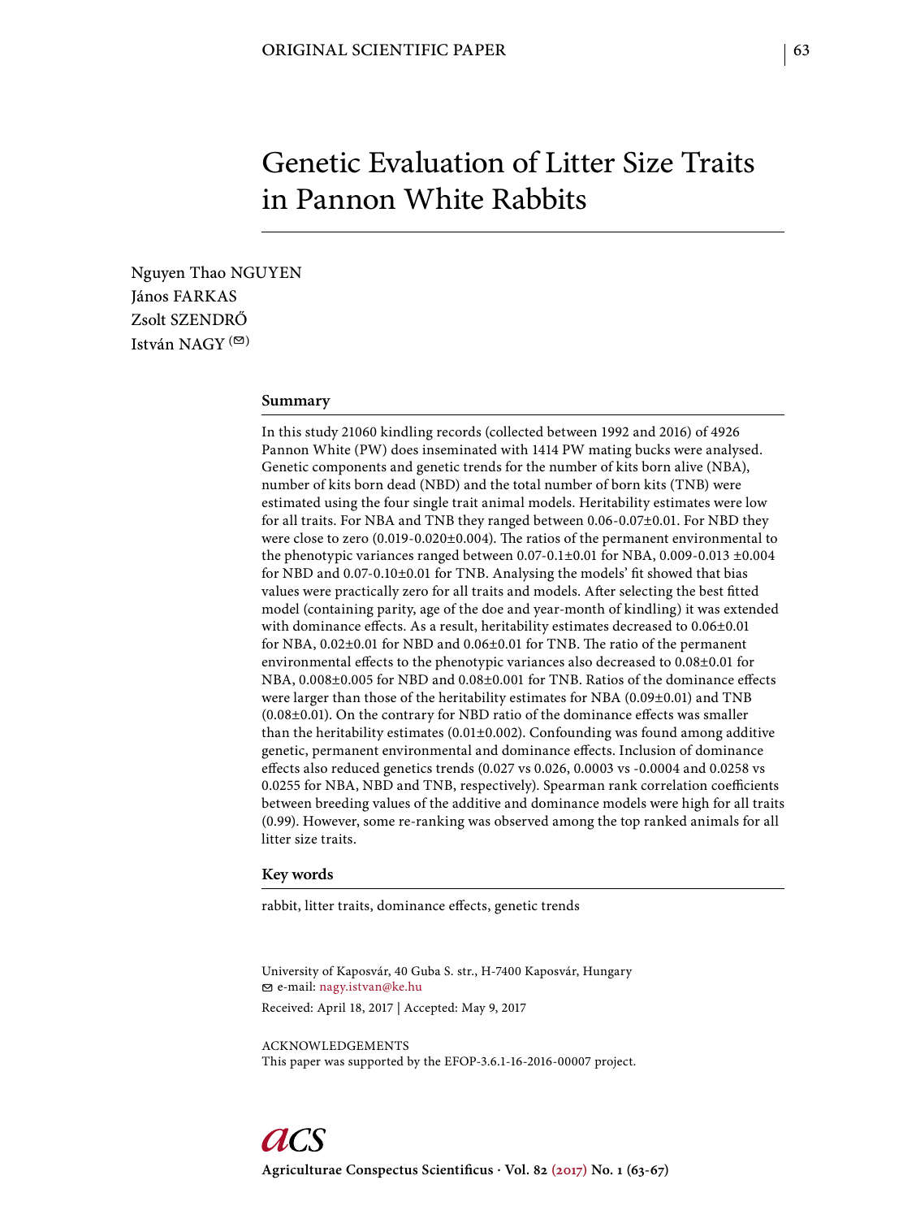ORIGINAL SCIENTIFIC PAPER

# Genetic Evaluation of Litter Size Traits in Pannon White Rabbits

Nguyen Thao NGUYEN
János FARKAS
Zsolt SZENDRŐ
István NAGY (✉)

## Summary

In this study 21060 kindling records (collected between 1992 and 2016) of 4926 Pannon White (PW) does inseminated with 1414 PW mating bucks were analysed. Genetic components and genetic trends for the number of kits born alive (NBA), number of kits born dead (NBD) and the total number of born kits (TNB) were estimated using the four single trait animal models. Heritability estimates were low for all traits. For NBA and TNB they ranged between 0.06-0.07±0.01. For NBD they were close to zero (0.019-0.020±0.004). The ratios of the permanent environmental to the phenotypic variances ranged between 0.07-0.1±0.01 for NBA, 0.009-0.013 ±0.004 for NBD and 0.07-0.10±0.01 for TNB. Analysing the models' fit showed that bias values were practically zero for all traits and models. After selecting the best fitted model (containing parity, age of the doe and year-month of kindling) it was extended with dominance effects. As a result, heritability estimates decreased to 0.06±0.01 for NBA, 0.02±0.01 for NBD and 0.06±0.01 for TNB. The ratio of the permanent environmental effects to the phenotypic variances also decreased to 0.08±0.01 for NBA, 0.008±0.005 for NBD and 0.08±0.001 for TNB. Ratios of the dominance effects were larger than those of the heritability estimates for NBA (0.09±0.01) and TNB (0.08±0.01). On the contrary for NBD ratio of the dominance effects was smaller than the heritability estimates (0.01±0.002). Confounding was found among additive genetic, permanent environmental and dominance effects. Inclusion of dominance effects also reduced genetics trends (0.027 vs 0.026, 0.0003 vs -0.0004 and 0.0258 vs 0.0255 for NBA, NBD and TNB, respectively). Spearman rank correlation coefficients between breeding values of the additive and dominance models were high for all traits (0.99). However, some re-ranking was observed among the top ranked animals for all litter size traits.

## Key words

rabbit, litter traits, dominance effects, genetic trends

University of Kaposvár, 40 Guba S. str., H-7400 Kaposvár, Hungary
✉ e-mail: nagy.istvan@ke.hu

Received: April 18, 2017 | Accepted: May 9, 2017

ACKNOWLEDGEMENTS
This paper was supported by the EFOP-3.6.1-16-2016-00007 project.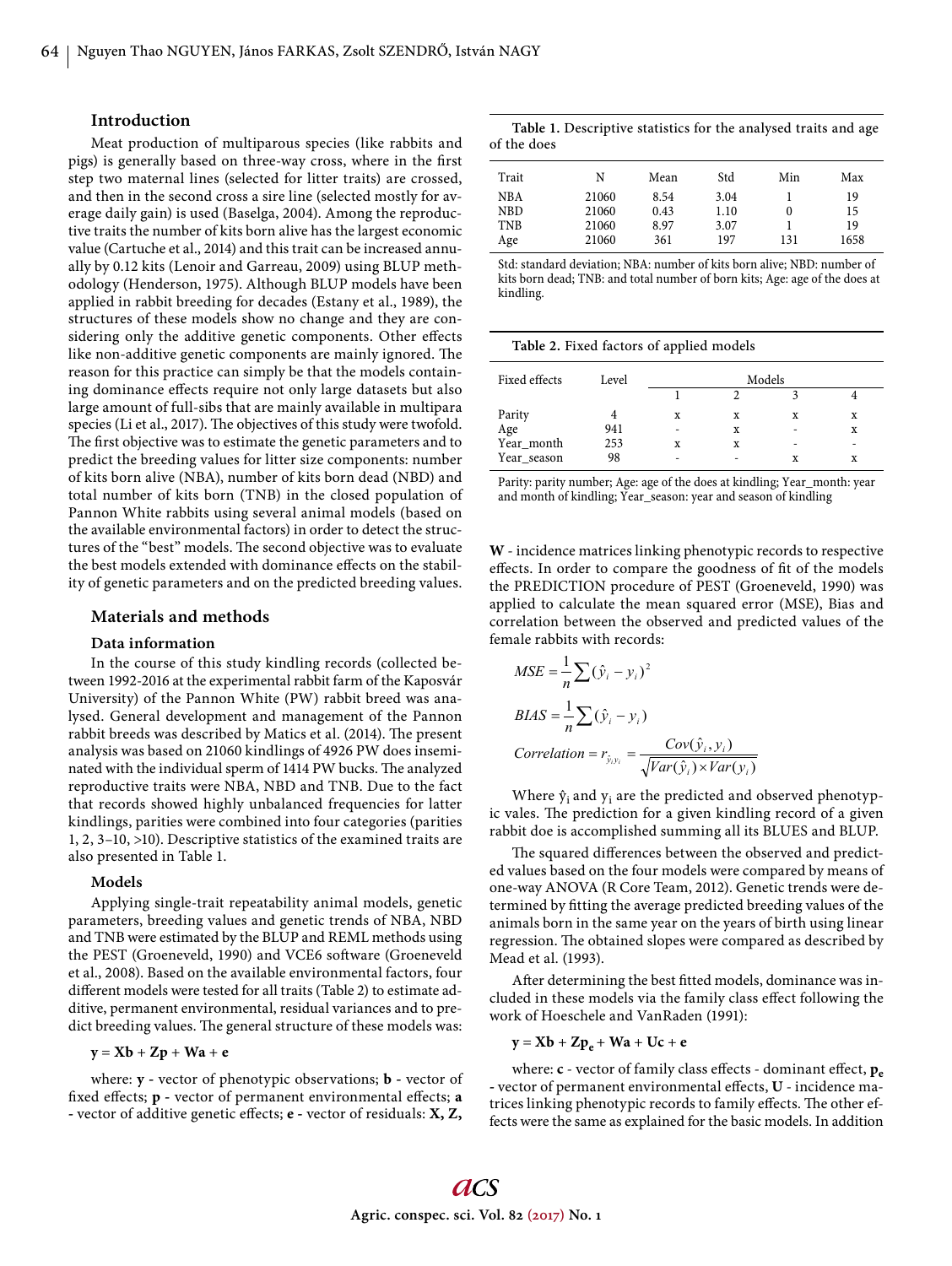## Introduction

Meat production of multiparous species (like rabbits and pigs) is generally based on three-way cross, where in the first step two maternal lines (selected for litter traits) are crossed, and then in the second cross a sire line (selected mostly for average daily gain) is used (Baselga, 2004). Among the reproductive traits the number of kits born alive has the largest economic value (Cartuche et al., 2014) and this trait can be increased annually by 0.12 kits (Lenoir and Garreau, 2009) using BLUP methodology (Henderson, 1975). Although BLUP models have been applied in rabbit breeding for decades (Estany et al., 1989), the structures of these models show no change and they are considering only the additive genetic components. Other effects like non-additive genetic components are mainly ignored. The reason for this practice can simply be that the models containing dominance effects require not only large datasets but also large amount of full-sibs that are mainly available in multipara species (Li et al., 2017). The objectives of this study were twofold. The first objective was to estimate the genetic parameters and to predict the breeding values for litter size components: number of kits born alive (NBA), number of kits born dead (NBD) and total number of kits born (TNB) in the closed population of Pannon White rabbits using several animal models (based on the available environmental factors) in order to detect the structures of the "best" models. The second objective was to evaluate the best models extended with dominance effects on the stability of genetic parameters and on the predicted breeding values.

## Materials and methods

### Data information

In the course of this study kindling records (collected between 1992-2016 at the experimental rabbit farm of the Kaposvár University) of the Pannon White (PW) rabbit breed was analysed. General development and management of the Pannon rabbit breeds was described by Matics et al. (2014). The present analysis was based on 21060 kindlings of 4926 PW does inseminated with the individual sperm of 1414 PW bucks. The analyzed reproductive traits were NBA, NBD and TNB. Due to the fact that records showed highly unbalanced frequencies for latter kindlings, parities were combined into four categories (parities 1, 2, 3–10, >10). Descriptive statistics of the examined traits are also presented in Table 1.

**Table 1.** Descriptive statistics for the analysed traits and age of the does

| Trait | N | Mean | Std | Min | Max |
|---|---|---|---|---|---|
| NBA | 21060 | 8.54 | 3.04 | 1 | 19 |
| NBD | 21060 | 0.43 | 1.10 | 0 | 15 |
| TNB | 21060 | 8.97 | 3.07 | 1 | 19 |
| Age | 21060 | 361 | 197 | 131 | 1658 |

Std: standard deviation; NBA: number of kits born alive; NBD: number of kits born dead; TNB: and total number of born kits; Age: age of the does at kindling.

### Models

Applying single-trait repeatability animal models, genetic parameters, breeding values and genetic trends of NBA, NBD and TNB were estimated by the BLUP and REML methods using the PEST (Groeneveld, 1990) and VCE6 software (Groeneveld et al., 2008). Based on the available environmental factors, four different models were tested for all traits (Table 2) to estimate additive, permanent environmental, residual variances and to predict breeding values. The general structure of these models was:

$$\mathbf{y} = \mathbf{Xb} + \mathbf{Zp} + \mathbf{Wa} + \mathbf{e}$$

where: $\mathbf{y}$ - vector of phenotypic observations; $\mathbf{b}$ - vector of fixed effects; $\mathbf{p}$ - vector of permanent environmental effects; $\mathbf{a}$ - vector of additive genetic effects; $\mathbf{e}$ - vector of residuals: $\mathbf{X}$, $\mathbf{Z}$, $\mathbf{W}$ - incidence matrices linking phenotypic records to respective effects. In order to compare the goodness of fit of the models the PREDICTION procedure of PEST (Groeneveld, 1990) was applied to calculate the mean squared error (MSE), Bias and correlation between the observed and predicted values of the female rabbits with records:

**Table 2.** Fixed factors of applied models

| Fixed effects | Level | Models | | | |
|---|---|---|---|---|---|
| | | 1 | 2 | 3 | 4 |
| Parity | 4 | x | x | x | x |
| Age | 941 | - | x | - | x |
| Year_month | 253 | x | x | - | - |
| Year_season | 98 | - | - | x | x |

Parity: parity number; Age: age of the does at kindling; Year_month: year and month of kindling; Year_season: year and season of kindling

$$MSE = \frac{1}{n}\sum(\hat{y}_i - y_i)^2$$

$$BIAS = \frac{1}{n}\sum(\hat{y}_i - y_i)$$

$$Correlation = r_{\hat{y}_i y_i} = \frac{Cov(\hat{y}_i, y_i)}{\sqrt{Var(\hat{y}_i) \times Var(y_i)}}$$

Where $\hat{y}_i$ and $y_i$ are the predicted and observed phenotypic vales. The prediction for a given kindling record of a given rabbit doe is accomplished summing all its BLUES and BLUP.

The squared differences between the observed and predicted values based on the four models were compared by means of one-way ANOVA (R Core Team, 2012). Genetic trends were determined by fitting the average predicted breeding values of the animals born in the same year on the years of birth using linear regression. The obtained slopes were compared as described by Mead et al. (1993).

After determining the best fitted models, dominance was included in these models via the family class effect following the work of Hoeschele and VanRaden (1991):

$$\mathbf{y} = \mathbf{Xb} + \mathbf{Zp_e} + \mathbf{Wa} + \mathbf{Uc} + \mathbf{e}$$

where: $\mathbf{c}$ - vector of family class effects - dominant effect, $\mathbf{p_e}$ - vector of permanent environmental effects, $\mathbf{U}$ - incidence matrices linking phenotypic records to family effects. The other effects were the same as explained for the basic models. In addition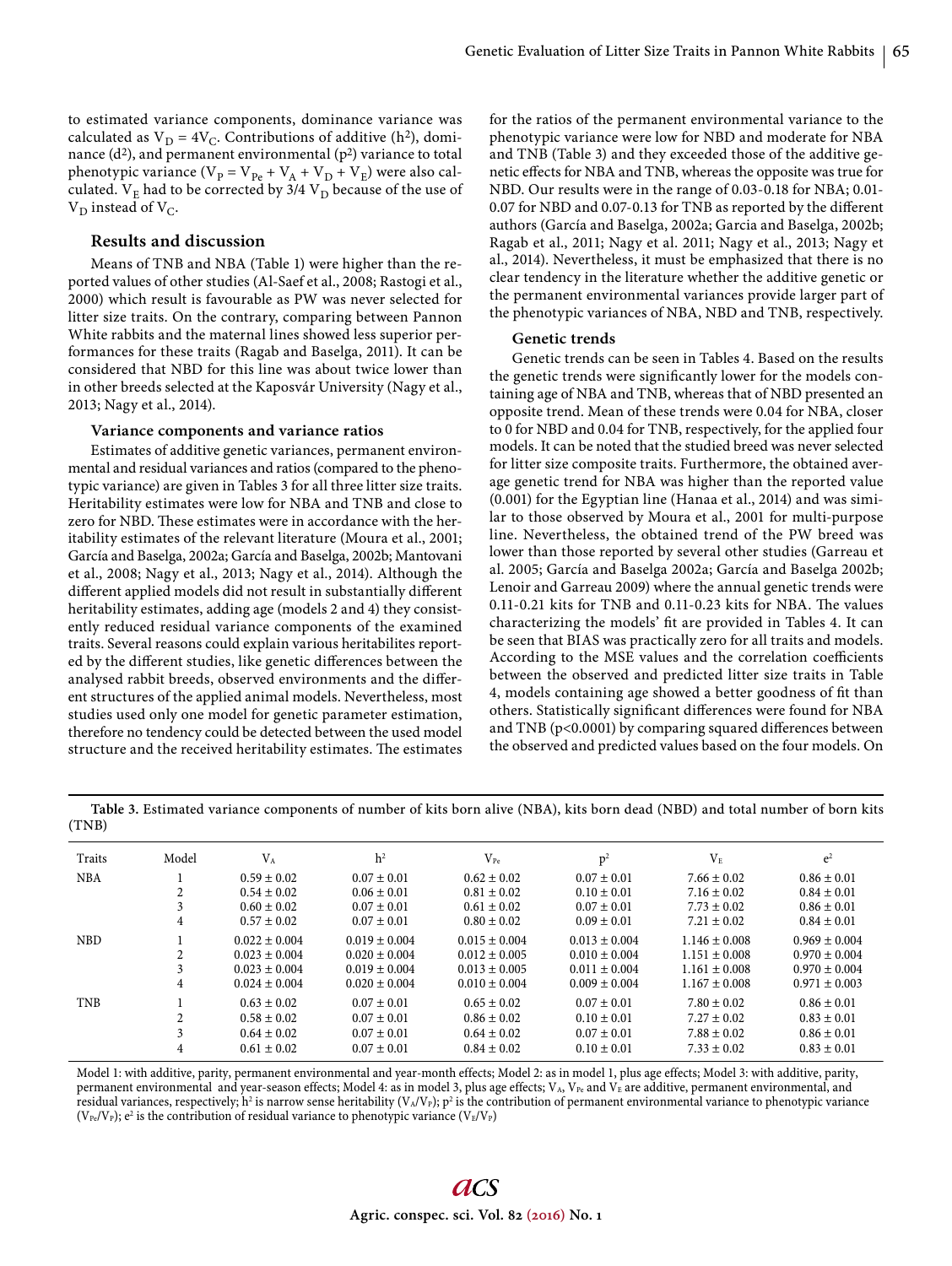to estimated variance components, dominance variance was calculated as $V_D = 4V_C$. Contributions of additive ($h^2$), dominance ($d^2$), and permanent environmental ($p^2$) variance to total phenotypic variance ($V_P = V_{Pe} + V_A + V_D + V_E$) were also calculated. $V_E$ had to be corrected by 3/4 $V_D$ because of the use of $V_D$ instead of $V_C$.

### Results and discussion

Means of TNB and NBA (Table 1) were higher than the reported values of other studies (Al-Saef et al., 2008; Rastogi et al., 2000) which result is favourable as PW was never selected for litter size traits. On the contrary, comparing between Pannon White rabbits and the maternal lines showed less superior performances for these traits (Ragab and Baselga, 2011). It can be considered that NBD for this line was about twice lower than in other breeds selected at the Kaposvár University (Nagy et al., 2013; Nagy et al., 2014).

#### Variance components and variance ratios

Estimates of additive genetic variances, permanent environmental and residual variances and ratios (compared to the phenotypic variance) are given in Tables 3 for all three litter size traits. Heritability estimates were low for NBA and TNB and close to zero for NBD. These estimates were in accordance with the heritability estimates of the relevant literature (Moura et al., 2001; García and Baselga, 2002a; García and Baselga, 2002b; Mantovani et al., 2008; Nagy et al., 2013; Nagy et al., 2014). Although the different applied models did not result in substantially different heritability estimates, adding age (models 2 and 4) they consistently reduced residual variance components of the examined traits. Several reasons could explain various heritabilites reported by the different studies, like genetic differences between the analysed rabbit breeds, observed environments and the different structures of the applied animal models. Nevertheless, most studies used only one model for genetic parameter estimation, therefore no tendency could be detected between the used model structure and the received heritability estimates. The estimates for the ratios of the permanent environmental variance to the phenotypic variance were low for NBD and moderate for NBA and TNB (Table 3) and they exceeded those of the additive genetic effects for NBA and TNB, whereas the opposite was true for NBD. Our results were in the range of 0.03-0.18 for NBA; 0.01-0.07 for NBD and 0.07-0.13 for TNB as reported by the different authors (García and Baselga, 2002a; Garcia and Baselga, 2002b; Ragab et al., 2011; Nagy et al. 2011; Nagy et al., 2013; Nagy et al., 2014). Nevertheless, it must be emphasized that there is no clear tendency in the literature whether the additive genetic or the permanent environmental variances provide larger part of the phenotypic variances of NBA, NBD and TNB, respectively.

#### Genetic trends

Genetic trends can be seen in Tables 4. Based on the results the genetic trends were significantly lower for the models containing age of NBA and TNB, whereas that of NBD presented an opposite trend. Mean of these trends were 0.04 for NBA, closer to 0 for NBD and 0.04 for TNB, respectively, for the applied four models. It can be noted that the studied breed was never selected for litter size composite traits. Furthermore, the obtained average genetic trend for NBA was higher than the reported value (0.001) for the Egyptian line (Hanaa et al., 2014) and was similar to those observed by Moura et al., 2001 for multi-purpose line. Nevertheless, the obtained trend of the PW breed was lower than those reported by several other studies (Garreau et al. 2005; García and Baselga 2002a; García and Baselga 2002b; Lenoir and Garreau 2009) where the annual genetic trends were 0.11-0.21 kits for TNB and 0.11-0.23 kits for NBA. The values characterizing the models' fit are provided in Tables 4. It can be seen that BIAS was practically zero for all traits and models. According to the MSE values and the correlation coefficients between the observed and predicted litter size traits in Table 4, models containing age showed a better goodness of fit than others. Statistically significant differences were found for NBA and TNB ($p<0.0001$) by comparing squared differences between the observed and predicted values based on the four models. On

**Table 3.** Estimated variance components of number of kits born alive (NBA), kits born dead (NBD) and total number of born kits (TNB)

| Traits | Model | $V_A$ | $h^2$ | $V_{Pe}$ | $p^2$ | $V_E$ | $e^2$ |
|---|---|---|---|---|---|---|---|
| NBA | 1 | 0.59 ± 0.02 | 0.07 ± 0.01 | 0.62 ± 0.02 | 0.07 ± 0.01 | 7.66 ± 0.02 | 0.86 ± 0.01 |
| | 2 | 0.54 ± 0.02 | 0.06 ± 0.01 | 0.81 ± 0.02 | 0.10 ± 0.01 | 7.16 ± 0.02 | 0.84 ± 0.01 |
| | 3 | 0.60 ± 0.02 | 0.07 ± 0.01 | 0.61 ± 0.02 | 0.07 ± 0.01 | 7.73 ± 0.02 | 0.86 ± 0.01 |
| | 4 | 0.57 ± 0.02 | 0.07 ± 0.01 | 0.80 ± 0.02 | 0.09 ± 0.01 | 7.21 ± 0.02 | 0.84 ± 0.01 |
| NBD | 1 | 0.022 ± 0.004 | 0.019 ± 0.004 | 0.015 ± 0.004 | 0.013 ± 0.004 | 1.146 ± 0.008 | 0.969 ± 0.004 |
| | 2 | 0.023 ± 0.004 | 0.020 ± 0.004 | 0.012 ± 0.005 | 0.010 ± 0.004 | 1.151 ± 0.008 | 0.970 ± 0.004 |
| | 3 | 0.023 ± 0.004 | 0.019 ± 0.004 | 0.013 ± 0.005 | 0.011 ± 0.004 | 1.161 ± 0.008 | 0.970 ± 0.004 |
| | 4 | 0.024 ± 0.004 | 0.020 ± 0.004 | 0.010 ± 0.004 | 0.009 ± 0.004 | 1.167 ± 0.008 | 0.971 ± 0.003 |
| TNB | 1 | 0.63 ± 0.02 | 0.07 ± 0.01 | 0.65 ± 0.02 | 0.07 ± 0.01 | 7.80 ± 0.02 | 0.86 ± 0.01 |
| | 2 | 0.58 ± 0.02 | 0.07 ± 0.01 | 0.86 ± 0.02 | 0.10 ± 0.01 | 7.27 ± 0.02 | 0.83 ± 0.01 |
| | 3 | 0.64 ± 0.02 | 0.07 ± 0.01 | 0.64 ± 0.02 | 0.07 ± 0.01 | 7.88 ± 0.02 | 0.86 ± 0.01 |
| | 4 | 0.61 ± 0.02 | 0.07 ± 0.01 | 0.84 ± 0.02 | 0.10 ± 0.01 | 7.33 ± 0.02 | 0.83 ± 0.01 |

Model 1: with additive, parity, permanent environmental and year-month effects; Model 2: as in model 1, plus age effects; Model 3: with additive, parity, permanent environmental and year-season effects; Model 4: as in model 3, plus age effects; $V_A$, $V_{Pe}$ and $V_E$ are additive, permanent environmental, and residual variances, respectively; $h^2$ is narrow sense heritability ($V_A/V_P$); $p^2$ is the contribution of permanent environmental variance to phenotypic variance ($V_{Pe}/V_P$); $e^2$ is the contribution of residual variance to phenotypic variance ($V_E/V_P$)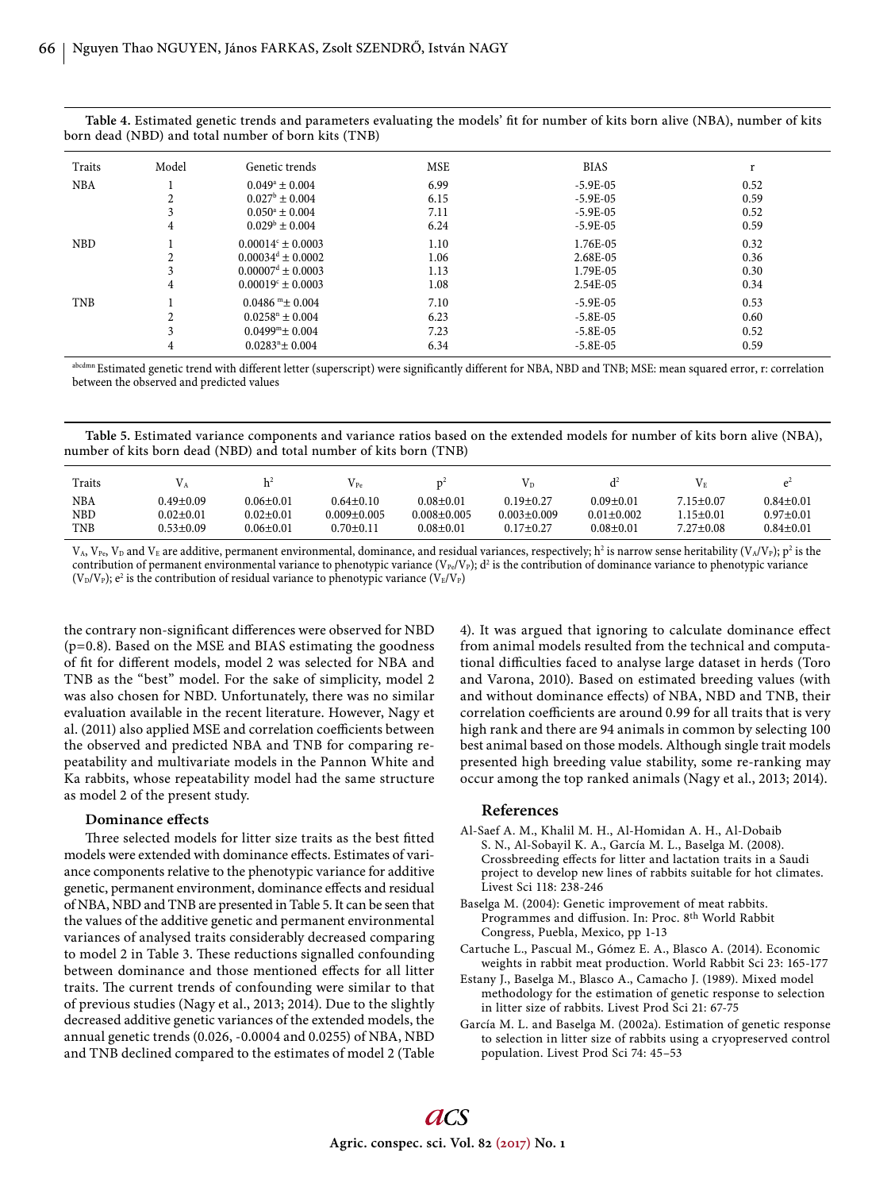**Table 4.** Estimated genetic trends and parameters evaluating the models' fit for number of kits born alive (NBA), number of kits born dead (NBD) and total number of born kits (TNB)

| Traits | Model | Genetic trends | MSE | BIAS | r |
|---|---|---|---|---|---|
| NBA | 1 | $0.049^{a} \pm 0.004$ | 6.99 | -5.9E-05 | 0.52 |
| | 2 | $0.027^{b} \pm 0.004$ | 6.15 | -5.9E-05 | 0.59 |
| | 3 | $0.050^{a} \pm 0.004$ | 7.11 | -5.9E-05 | 0.52 |
| | 4 | $0.029^{b} \pm 0.004$ | 6.24 | -5.9E-05 | 0.59 |
| NBD | 1 | $0.00014^{c} \pm 0.0003$ | 1.10 | 1.76E-05 | 0.32 |
| | 2 | $0.00034^{d} \pm 0.0002$ | 1.06 | 2.68E-05 | 0.36 |
| | 3 | $0.00007^{d} \pm 0.0003$ | 1.13 | 1.79E-05 | 0.30 |
| | 4 | $0.00019^{c} \pm 0.0003$ | 1.08 | 2.54E-05 | 0.34 |
| TNB | 1 | $0.0486^{m} \pm 0.004$ | 7.10 | -5.9E-05 | 0.53 |
| | 2 | $0.0258^{n} \pm 0.004$ | 6.23 | -5.8E-05 | 0.60 |
| | 3 | $0.0499^{m} \pm 0.004$ | 7.23 | -5.8E-05 | 0.52 |
| | 4 | $0.0283^{n} \pm 0.004$ | 6.34 | -5.8E-05 | 0.59 |

[abcdmn] Estimated genetic trend with different letter (superscript) were significantly different for NBA, NBD and TNB; MSE: mean squared error, r: correlation between the observed and predicted values

**Table 5.** Estimated variance components and variance ratios based on the extended models for number of kits born alive (NBA), number of kits born dead (NBD) and total number of kits born (TNB)

| Traits | $V_A$ | $h^2$ | $V_{Pe}$ | $p^2$ | $V_D$ | $d^2$ | $V_E$ | $e^2$ |
|---|---|---|---|---|---|---|---|---|
| NBA | 0.49±0.09 | 0.06±0.01 | 0.64±0.10 | 0.08±0.01 | 0.19±0.27 | 0.09±0.01 | 7.15±0.07 | 0.84±0.01 |
| NBD | 0.02±0.01 | 0.02±0.01 | 0.009±0.005 | 0.008±0.005 | 0.003±0.009 | 0.01±0.002 | 1.15±0.01 | 0.97±0.01 |
| TNB | 0.53±0.09 | 0.06±0.01 | 0.70±0.11 | 0.08±0.01 | 0.17±0.27 | 0.08±0.01 | 7.27±0.08 | 0.84±0.01 |

$V_A$, $V_{Pe}$, $V_D$ and $V_E$ are additive, permanent environmental, dominance, and residual variances, respectively; $h^2$ is narrow sense heritability ($V_A/V_P$); $p^2$ is the contribution of permanent environmental variance to phenotypic variance ($V_{Pe}/V_P$); $d^2$ is the contribution of dominance variance to phenotypic variance ($V_D/V_P$); $e^2$ is the contribution of residual variance to phenotypic variance ($V_E/V_P$)

the contrary non-significant differences were observed for NBD (p=0.8). Based on the MSE and BIAS estimating the goodness of fit for different models, model 2 was selected for NBA and TNB as the "best" model. For the sake of simplicity, model 2 was also chosen for NBD. Unfortunately, there was no similar evaluation available in the recent literature. However, Nagy et al. (2011) also applied MSE and correlation coefficients between the observed and predicted NBA and TNB for comparing repeatability and multivariate models in the Pannon White and Ka rabbits, whose repeatability model had the same structure as model 2 of the present study.

### Dominance effects

Three selected models for litter size traits as the best fitted models were extended with dominance effects. Estimates of variance components relative to the phenotypic variance for additive genetic, permanent environment, dominance effects and residual of NBA, NBD and TNB are presented in Table 5. It can be seen that the values of the additive genetic and permanent environmental variances of analysed traits considerably decreased comparing to model 2 in Table 3. These reductions signalled confounding between dominance and those mentioned effects for all litter traits. The current trends of confounding were similar to that of previous studies (Nagy et al., 2013; 2014). Due to the slightly decreased additive genetic variances of the extended models, the annual genetic trends (0.026, -0.0004 and 0.0255) of NBA, NBD and TNB declined compared to the estimates of model 2 (Table 4). It was argued that ignoring to calculate dominance effect from animal models resulted from the technical and computational difficulties faced to analyse large dataset in herds (Toro and Varona, 2010). Based on estimated breeding values (with and without dominance effects) of NBA, NBD and TNB, their correlation coefficients are around 0.99 for all traits that is very high rank and there are 94 animals in common by selecting 100 best animal based on those models. Although single trait models presented high breeding value stability, some re-ranking may occur among the top ranked animals (Nagy et al., 2013; 2014).

## References

Al-Saef A. M., Khalil M. H., Al-Homidan A. H., Al-Dobaib S. N., Al-Sobayil K. A., García M. L., Baselga M. (2008). Crossbreeding effects for litter and lactation traits in a Saudi project to develop new lines of rabbits suitable for hot climates. Livest Sci 118: 238-246

Baselga M. (2004): Genetic improvement of meat rabbits. Programmes and diffusion. In: Proc. 8th World Rabbit Congress, Puebla, Mexico, pp 1-13

Cartuche L., Pascual M., Gómez E. A., Blasco A. (2014). Economic weights in rabbit meat production. World Rabbit Sci 23: 165-177

Estany J., Baselga M., Blasco A., Camacho J. (1989). Mixed model methodology for the estimation of genetic response to selection in litter size of rabbits. Livest Prod Sci 21: 67-75

García M. L. and Baselga M. (2002a). Estimation of genetic response to selection in litter size of rabbits using a cryopreserved control population. Livest Prod Sci 74: 45–53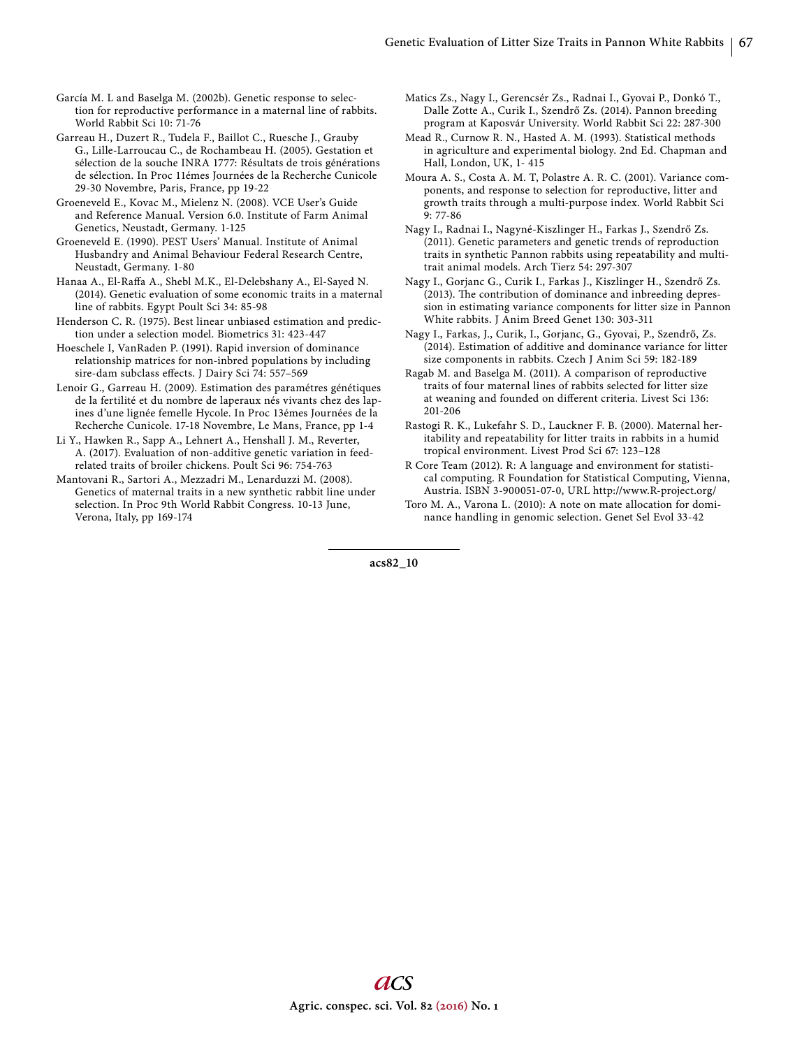García M. L and Baselga M. (2002b). Genetic response to selection for reproductive performance in a maternal line of rabbits. World Rabbit Sci 10: 71-76

Garreau H., Duzert R., Tudela F., Baillot C., Ruesche J., Grauby G., Lille-Larroucau C., de Rochambeau H. (2005). Gestation et sélection de la souche INRA 1777: Résultats de trois générations de sélection. In Proc 11émes Journées de la Recherche Cunicole 29-30 Novembre, Paris, France, pp 19-22

Groeneveld E., Kovac M., Mielenz N. (2008). VCE User's Guide and Reference Manual. Version 6.0. Institute of Farm Animal Genetics, Neustadt, Germany. 1-125

Groeneveld E. (1990). PEST Users' Manual. Institute of Animal Husbandry and Animal Behaviour Federal Research Centre, Neustadt, Germany. 1-80

Hanaa A., El-Raffa A., Shebl M.K., El-Delebshany A., El-Sayed N. (2014). Genetic evaluation of some economic traits in a maternal line of rabbits. Egypt Poult Sci 34: 85-98

Henderson C. R. (1975). Best linear unbiased estimation and prediction under a selection model. Biometrics 31: 423-447

Hoeschele I, VanRaden P. (1991). Rapid inversion of dominance relationship matrices for non-inbred populations by including sire-dam subclass effects. J Dairy Sci 74: 557–569

Lenoir G., Garreau H. (2009). Estimation des paramétres génétiques de la fertilité et du nombre de laperaux nés vivants chez des lapines d'une lignée femelle Hycole. In Proc 13émes Journées de la Recherche Cunicole. 17-18 Novembre, Le Mans, France, pp 1-4

Li Y., Hawken R., Sapp A., Lehnert A., Henshall J. M., Reverter, A. (2017). Evaluation of non-additive genetic variation in feed-related traits of broiler chickens. Poult Sci 96: 754-763

Mantovani R., Sartori A., Mezzadri M., Lenarduzzi M. (2008). Genetics of maternal traits in a new synthetic rabbit line under selection. In Proc 9th World Rabbit Congress. 10-13 June, Verona, Italy, pp 169-174

Matics Zs., Nagy I., Gerencsér Zs., Radnai I., Gyovai P., Donkó T., Dalle Zotte A., Curik I., Szendrő Zs. (2014). Pannon breeding program at Kaposvár University. World Rabbit Sci 22: 287-300

Mead R., Curnow R. N., Hasted A. M. (1993). Statistical methods in agriculture and experimental biology. 2nd Ed. Chapman and Hall, London, UK, 1- 415

Moura A. S., Costa A. M. T, Polastre A. R. C. (2001). Variance components, and response to selection for reproductive, litter and growth traits through a multi-purpose index. World Rabbit Sci 9: 77-86

Nagy I., Radnai I., Nagyné-Kiszlinger H., Farkas J., Szendrő Zs. (2011). Genetic parameters and genetic trends of reproduction traits in synthetic Pannon rabbits using repeatability and multi-trait animal models. Arch Tierz 54: 297-307

Nagy I., Gorjanc G., Curik I., Farkas J., Kiszlinger H., Szendrő Zs. (2013). The contribution of dominance and inbreeding depression in estimating variance components for litter size in Pannon White rabbits. J Anim Breed Genet 130: 303-311

Nagy I., Farkas, J., Curik, I., Gorjanc, G., Gyovai, P., Szendrő, Zs. (2014). Estimation of additive and dominance variance for litter size components in rabbits. Czech J Anim Sci 59: 182-189

Ragab M. and Baselga M. (2011). A comparison of reproductive traits of four maternal lines of rabbits selected for litter size at weaning and founded on different criteria. Livest Sci 136: 201-206

Rastogi R. K., Lukefahr S. D., Lauckner F. B. (2000). Maternal heritability and repeatability for litter traits in rabbits in a humid tropical environment. Livest Prod Sci 67: 123–128

R Core Team (2012). R: A language and environment for statistical computing. R Foundation for Statistical Computing, Vienna, Austria. ISBN 3-900051-07-0, URL http://www.R-project.org/

Toro M. A., Varona L. (2010): A note on mate allocation for dominance handling in genomic selection. Genet Sel Evol 33-42

acs82_10